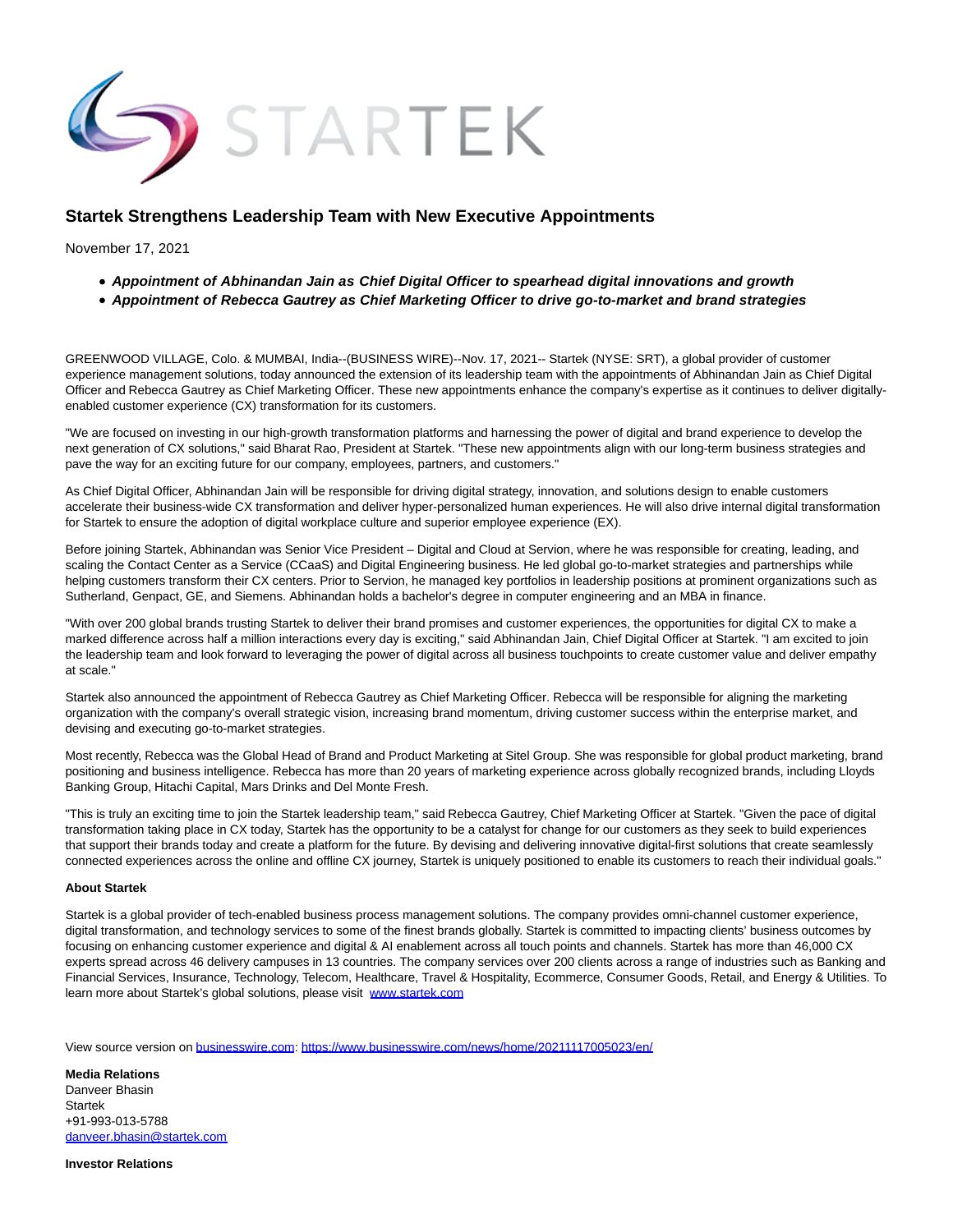# Startek Strengthens Leadership Team with New Executive Appointments

November 17, 2021

- ***Appointment of Abhinandan Jain as Chief Digital Officer to spearhead digital innovations and growth***
- ***Appointment of Rebecca Gautrey as Chief Marketing Officer to drive go-to-market and brand strategies***

GREENWOOD VILLAGE, Colo. & MUMBAI, India--(BUSINESS WIRE)--Nov. 17, 2021-- Startek (NYSE: SRT), a global provider of customer experience management solutions, today announced the extension of its leadership team with the appointments of Abhinandan Jain as Chief Digital Officer and Rebecca Gautrey as Chief Marketing Officer. These new appointments enhance the company's expertise as it continues to deliver digitally-enabled customer experience (CX) transformation for its customers.

"We are focused on investing in our high-growth transformation platforms and harnessing the power of digital and brand experience to develop the next generation of CX solutions," said Bharat Rao, President at Startek. "These new appointments align with our long-term business strategies and pave the way for an exciting future for our company, employees, partners, and customers."

As Chief Digital Officer, Abhinandan Jain will be responsible for driving digital strategy, innovation, and solutions design to enable customers accelerate their business-wide CX transformation and deliver hyper-personalized human experiences. He will also drive internal digital transformation for Startek to ensure the adoption of digital workplace culture and superior employee experience (EX).

Before joining Startek, Abhinandan was Senior Vice President – Digital and Cloud at Servion, where he was responsible for creating, leading, and scaling the Contact Center as a Service (CCaaS) and Digital Engineering business. He led global go-to-market strategies and partnerships while helping customers transform their CX centers. Prior to Servion, he managed key portfolios in leadership positions at prominent organizations such as Sutherland, Genpact, GE, and Siemens. Abhinandan holds a bachelor's degree in computer engineering and an MBA in finance.

"With over 200 global brands trusting Startek to deliver their brand promises and customer experiences, the opportunities for digital CX to make a marked difference across half a million interactions every day is exciting," said Abhinandan Jain, Chief Digital Officer at Startek. "I am excited to join the leadership team and look forward to leveraging the power of digital across all business touchpoints to create customer value and deliver empathy at scale."

Startek also announced the appointment of Rebecca Gautrey as Chief Marketing Officer. Rebecca will be responsible for aligning the marketing organization with the company's overall strategic vision, increasing brand momentum, driving customer success within the enterprise market, and devising and executing go-to-market strategies.

Most recently, Rebecca was the Global Head of Brand and Product Marketing at Sitel Group. She was responsible for global product marketing, brand positioning and business intelligence. Rebecca has more than 20 years of marketing experience across globally recognized brands, including Lloyds Banking Group, Hitachi Capital, Mars Drinks and Del Monte Fresh.

"This is truly an exciting time to join the Startek leadership team," said Rebecca Gautrey, Chief Marketing Officer at Startek. "Given the pace of digital transformation taking place in CX today, Startek has the opportunity to be a catalyst for change for our customers as they seek to build experiences that support their brands today and create a platform for the future. By devising and delivering innovative digital-first solutions that create seamlessly connected experiences across the online and offline CX journey, Startek is uniquely positioned to enable its customers to reach their individual goals."

**About Startek**

Startek is a global provider of tech-enabled business process management solutions. The company provides omni-channel customer experience, digital transformation, and technology services to some of the finest brands globally. Startek is committed to impacting clients' business outcomes by focusing on enhancing customer experience and digital & AI enablement across all touch points and channels. Startek has more than 46,000 CX experts spread across 46 delivery campuses in 13 countries. The company services over 200 clients across a range of industries such as Banking and Financial Services, Insurance, Technology, Telecom, Healthcare, Travel & Hospitality, Ecommerce, Consumer Goods, Retail, and Energy & Utilities. To learn more about Startek's global solutions, please visit [www.startek.com](www.startek.com)

View source version on businesswire.com: https://www.businesswire.com/news/home/20211117005023/en/

**Media Relations**
Danveer Bhasin
Startek
+91-993-013-5788
danveer.bhasin@startek.com

**Investor Relations**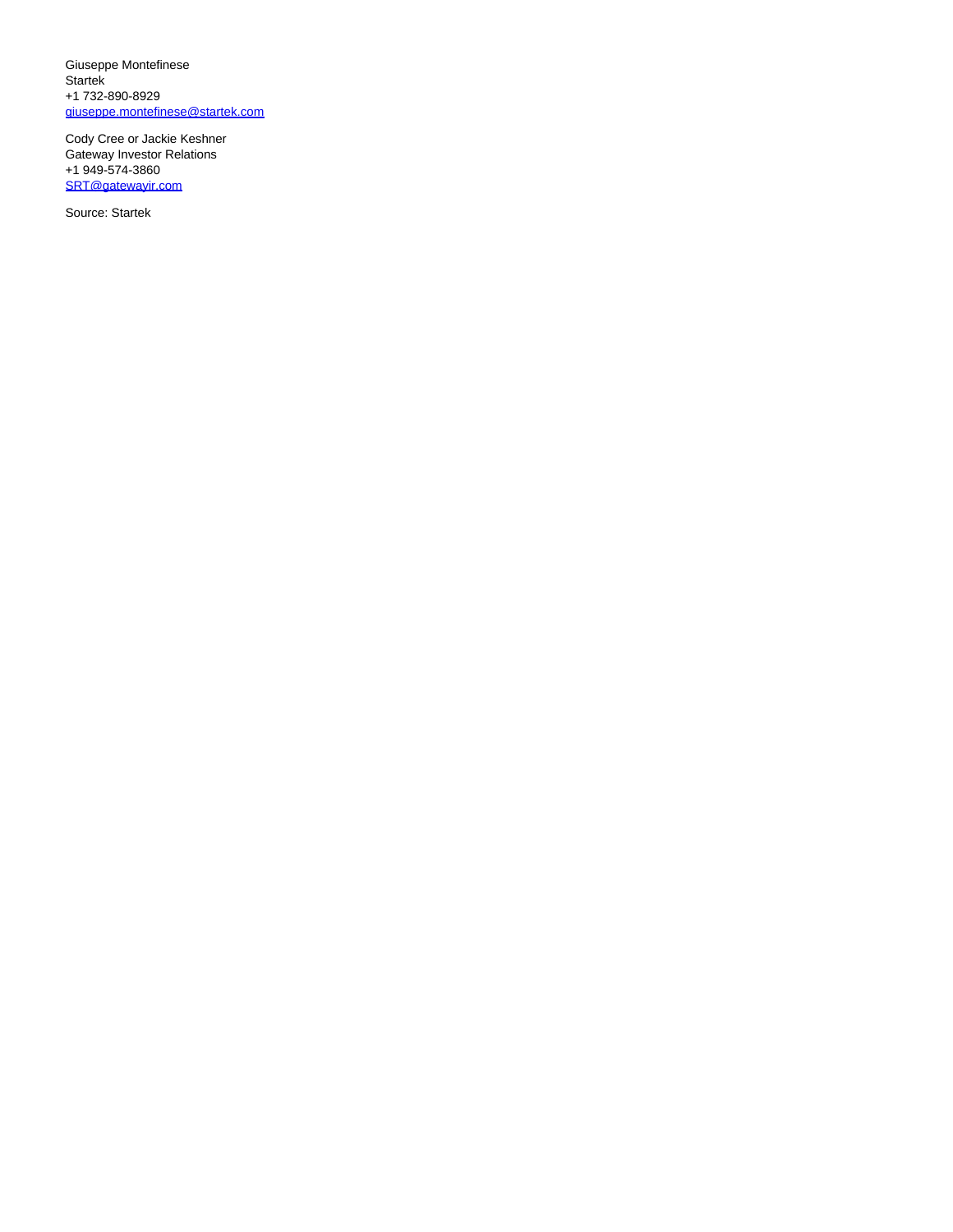Giuseppe Montefinese
Startek
+1 732-890-8929
giuseppe.montefinese@startek.com

Cody Cree or Jackie Keshner
Gateway Investor Relations
+1 949-574-3860
SRT@gatewayir.com

Source: Startek